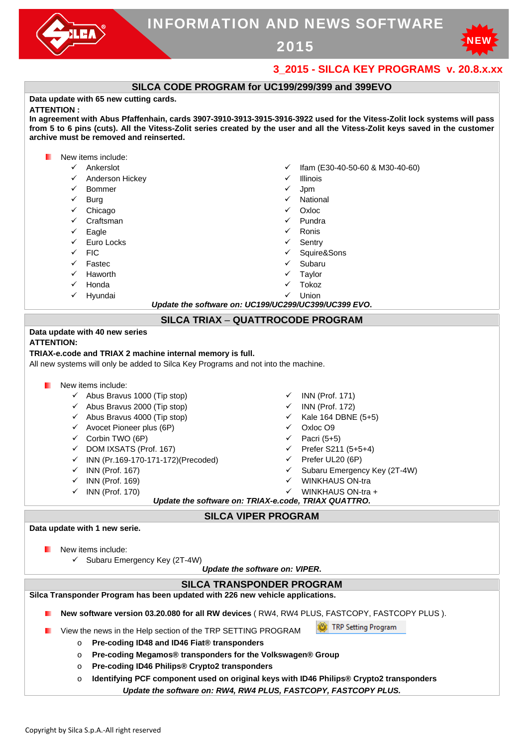# INFORMATION AND NEWS SOFTWARE 2015

NEW

## 3_2015 - SILCA KEY PROGRAMS v. 20.8.x.xx

### SILCA CODE PROGRAM for UC199/299/399 and 399EVO

**Data update with 65 new cutting cards.**

**ATTENTION :**

**In agreement with Abus Pfaffenhain, cards 3907-3910-3913-3915-3916-3922 used for the Vitess-Zolit lock systems will pass from 5 to 6 pins (cuts). All the Vitess-Zolit series created by the user and all the Vitess-Zolit keys saved in the customer archive must be removed and reinserted.**

- New items include:
  - ✓ Ankerslot
  - ✓ Anderson Hickey
  - ✓ Bommer
  - ✓ Burg
  - ✓ Chicago
  - ✓ Craftsman
  - ✓ Eagle
  - ✓ Euro Locks
  - ✓ FIC
  - ✓ Fastec
  - ✓ Haworth
  - ✓ Honda
  - ✓ Hyundai
  - ✓ Ifam (E30-40-50-60 & M30-40-60)
  - ✓ Illinois
  - ✓ Jpm
  - ✓ National
  - ✓ Oxloc
  - ✓ Pundra
  - ✓ Ronis
  - ✓ Sentry
  - ✓ Squire&Sons
  - ✓ Subaru
  - ✓ Taylor
  - ✓ Tokoz
  - ✓ Union

***Update the software on: UC199/UC299/UC399/UC399 EVO.***

### SILCA TRIAX – QUATTROCODE PROGRAM

**Data update with 40 new series**

**ATTENTION:**

**TRIAX-e.code and TRIAX 2 machine internal memory is full.**

All new systems will only be added to Silca Key Programs and not into the machine.

- New items include:
  - ✓ Abus Bravus 1000 (Tip stop)
  - ✓ Abus Bravus 2000 (Tip stop)
  - ✓ Abus Bravus 4000 (Tip stop)
  - ✓ Avocet Pioneer plus (6P)
  - ✓ Corbin TWO (6P)
  - ✓ DOM IXSATS (Prof. 167)
  - ✓ INN (Pr.169-170-171-172)(Precoded)
  - ✓ INN (Prof. 167)
  - ✓ INN (Prof. 169)
  - ✓ INN (Prof. 170)
  - ✓ INN (Prof. 171)
  - ✓ INN (Prof. 172)
  - ✓ Kale 164 DBNE (5+5)
  - ✓ Oxloc O9
  - ✓ Pacri (5+5)
  - ✓ Prefer S211 (5+5+4)
  - ✓ Prefer UL20 (6P)
  - ✓ Subaru Emergency Key (2T-4W)
  - ✓ WINKHAUS ON-tra
  - ✓ WINKHAUS ON-tra +

***Update the software on: TRIAX-e.code, TRIAX QUATTRO.***

### SILCA VIPER PROGRAM

**Data update with 1 new serie.**

- New items include:
  - ✓ Subaru Emergency Key (2T-4W)

***Update the software on: VIPER.***

### SILCA TRANSPONDER PROGRAM

**Silca Transponder Program has been updated with 226 new vehicle applications.**

- **New software version 03.20.080 for all RW devices** ( RW4, RW4 PLUS, FASTCOPY, FASTCOPY PLUS ).
- View the news in the Help section of the TRP SETTING PROGRAM  TRP Setting Program
  - o **Pre-coding ID48 and ID46 Fiat® transponders**
  - o **Pre-coding Megamos® transponders for the Volkswagen® Group**
  - o **Pre-coding ID46 Philips® Crypto2 transponders**
  - o **Identifying PCF component used on original keys with ID46 Philips® Crypto2 transponders**

***Update the software on: RW4, RW4 PLUS, FASTCOPY, FASTCOPY PLUS.***

Copyright by Silca S.p.A.-All right reserved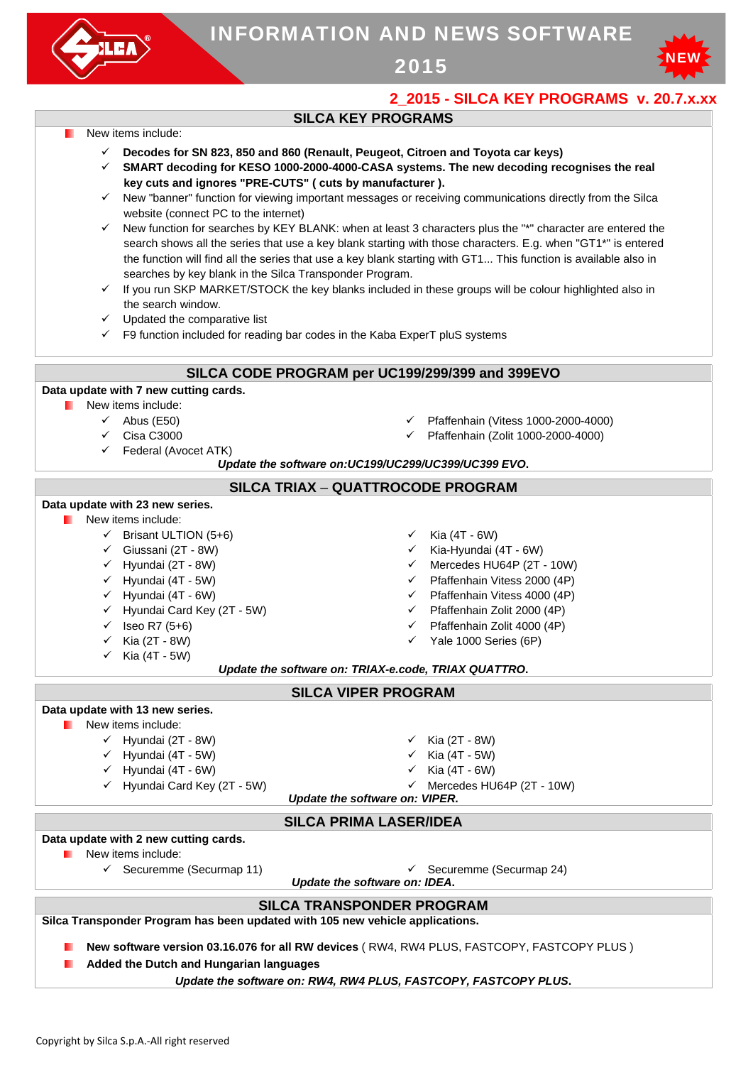# INFORMATION AND NEWS SOFTWARE 2015

NEW

## 2_2015 - SILCA KEY PROGRAMS v. 20.7.x.xx

### SILCA KEY PROGRAMS

- New items include:
  - ✓ **Decodes for SN 823, 850 and 860 (Renault, Peugeot, Citroen and Toyota car keys)**
  - ✓ **SMART decoding for KESO 1000-2000-4000-CASA systems. The new decoding recognises the real key cuts and ignores "PRE-CUTS" ( cuts by manufacturer ).**
  - ✓ New "banner" function for viewing important messages or receiving communications directly from the Silca website (connect PC to the internet)
  - ✓ New function for searches by KEY BLANK: when at least 3 characters plus the "*" character are entered the search shows all the series that use a key blank starting with those characters. E.g. when "GT1*" is entered the function will find all the series that use a key blank starting with GT1... This function is available also in searches by key blank in the Silca Transponder Program.
  - ✓ If you run SKP MARKET/STOCK the key blanks included in these groups will be colour highlighted also in the search window.
  - ✓ Updated the comparative list
  - ✓ F9 function included for reading bar codes in the Kaba ExperT pluS systems

### SILCA CODE PROGRAM per UC199/299/399 and 399EVO

**Data update with 7 new cutting cards.**

- New items include:
  - ✓ Abus (E50)
  - ✓ Cisa C3000
  - ✓ Federal (Avocet ATK)
  - ✓ Pfaffenhain (Vitess 1000-2000-4000)
  - ✓ Pfaffenhain (Zolit 1000-2000-4000)

***Update the software on:UC199/UC299/UC399/UC399 EVO.***

### SILCA TRIAX – QUATTROCODE PROGRAM

**Data update with 23 new series.**

- New items include:
  - ✓ Brisant ULTION (5+6)
  - ✓ Giussani (2T - 8W)
  - ✓ Hyundai (2T - 8W)
  - ✓ Hyundai (4T - 5W)
  - ✓ Hyundai (4T - 6W)
  - ✓ Hyundai Card Key (2T - 5W)
  - ✓ Iseo R7 (5+6)
  - ✓ Kia (2T - 8W)
  - ✓ Kia (4T - 5W)
  - ✓ Kia (4T - 6W)
  - ✓ Kia-Hyundai (4T - 6W)
  - ✓ Mercedes HU64P (2T - 10W)
  - ✓ Pfaffenhain Vitess 2000 (4P)
  - ✓ Pfaffenhain Vitess 4000 (4P)
  - ✓ Pfaffenhain Zolit 2000 (4P)
  - ✓ Pfaffenhain Zolit 4000 (4P)
  - ✓ Yale 1000 Series (6P)

***Update the software on: TRIAX-e.code, TRIAX QUATTRO.***

### SILCA VIPER PROGRAM

**Data update with 13 new series.**

- New items include:
  - ✓ Hyundai (2T - 8W)
  - ✓ Hyundai (4T - 5W)
  - ✓ Hyundai (4T - 6W)
  - ✓ Hyundai Card Key (2T - 5W)
  - ✓ Kia (2T - 8W)
  - ✓ Kia (4T - 5W)
  - ✓ Kia (4T - 6W)
  - ✓ Mercedes HU64P (2T - 10W)

***Update the software on: VIPER.***

### SILCA PRIMA LASER/IDEA

**Data update with 2 new cutting cards.**

- New items include:
  - ✓ Securemme (Securmap 11)
  - ✓ Securemme (Securmap 24)

***Update the software on: IDEA.***

### SILCA TRANSPONDER PROGRAM

**Silca Transponder Program has been updated with 105 new vehicle applications.**

- **New software version 03.16.076 for all RW devices** ( RW4, RW4 PLUS, FASTCOPY, FASTCOPY PLUS )
- **Added the Dutch and Hungarian languages**

***Update the software on: RW4, RW4 PLUS, FASTCOPY, FASTCOPY PLUS.***

Copyright by Silca S.p.A.-All right reserved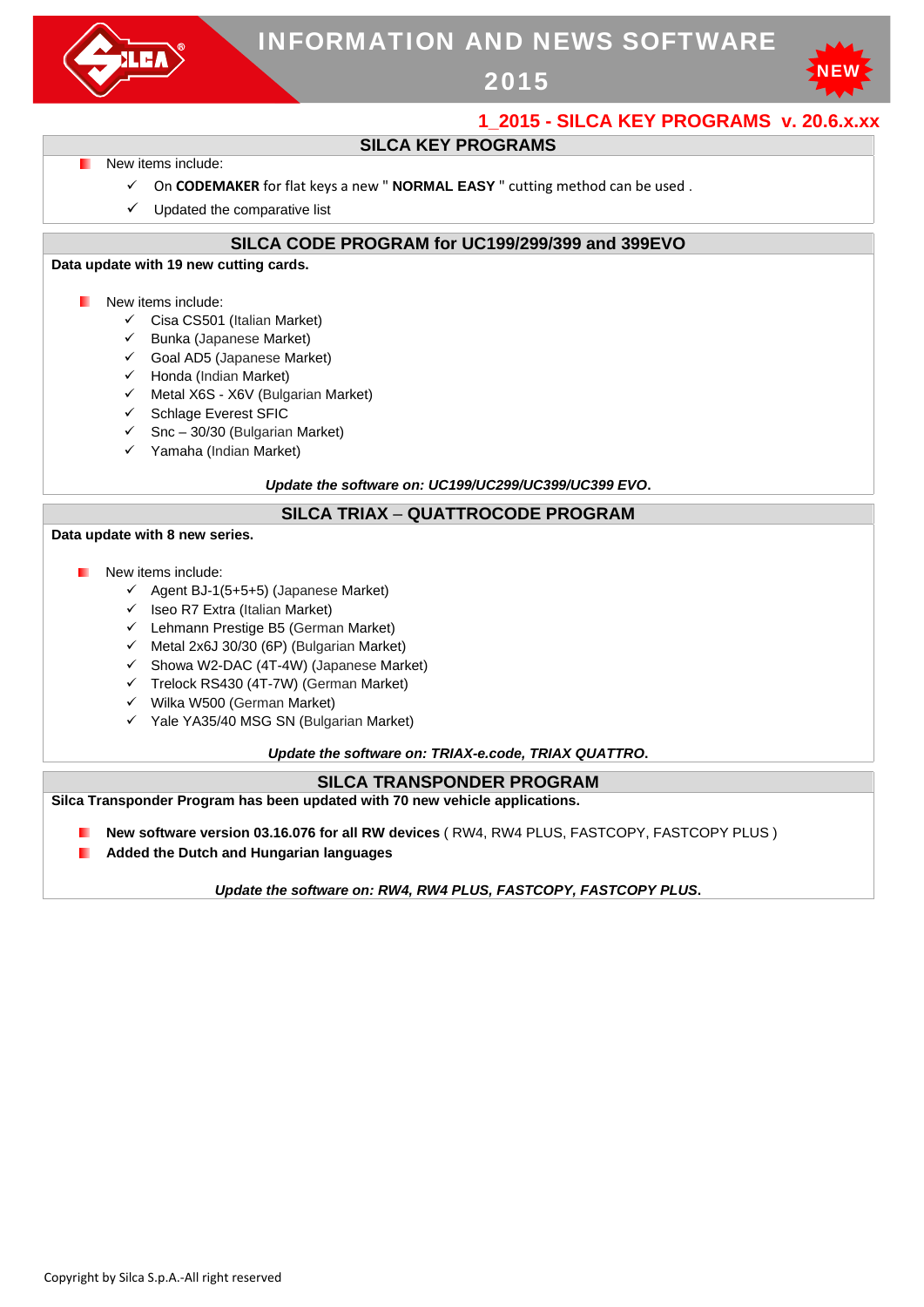# INFORMATION AND NEWS SOFTWARE 2015

NEW

## 1_2015 - SILCA KEY PROGRAMS v. 20.6.x.xx

### SILCA KEY PROGRAMS

- New items include:
  - ✓ On **CODEMAKER** for flat keys a new " **NORMAL EASY** " cutting method can be used .
  - ✓ Updated the comparative list

### SILCA CODE PROGRAM for UC199/299/399 and 399EVO

**Data update with 19 new cutting cards.**

- New items include:
  - ✓ Cisa CS501 (Italian Market)
  - ✓ Bunka (Japanese Market)
  - ✓ Goal AD5 (Japanese Market)
  - ✓ Honda (Indian Market)
  - ✓ Metal X6S - X6V (Bulgarian Market)
  - ✓ Schlage Everest SFIC
  - ✓ Snc – 30/30 (Bulgarian Market)
  - ✓ Yamaha (Indian Market)

***Update the software on: UC199/UC299/UC399/UC399 EVO.***

### SILCA TRIAX – QUATTROCODE PROGRAM

**Data update with 8 new series.**

- New items include:
  - ✓ Agent BJ-1(5+5+5) (Japanese Market)
  - ✓ Iseo R7 Extra (Italian Market)
  - ✓ Lehmann Prestige B5 (German Market)
  - ✓ Metal 2x6J 30/30 (6P) (Bulgarian Market)
  - ✓ Showa W2-DAC (4T-4W) (Japanese Market)
  - ✓ Trelock RS430 (4T-7W) (German Market)
  - ✓ Wilka W500 (German Market)
  - ✓ Yale YA35/40 MSG SN (Bulgarian Market)

***Update the software on: TRIAX-e.code, TRIAX QUATTRO.***

### SILCA TRANSPONDER PROGRAM

**Silca Transponder Program has been updated with 70 new vehicle applications.**

- **New software version 03.16.076 for all RW devices** ( RW4, RW4 PLUS, FASTCOPY, FASTCOPY PLUS )
- **Added the Dutch and Hungarian languages**

***Update the software on: RW4, RW4 PLUS, FASTCOPY, FASTCOPY PLUS.***

Copyright by Silca S.p.A.-All right reserved